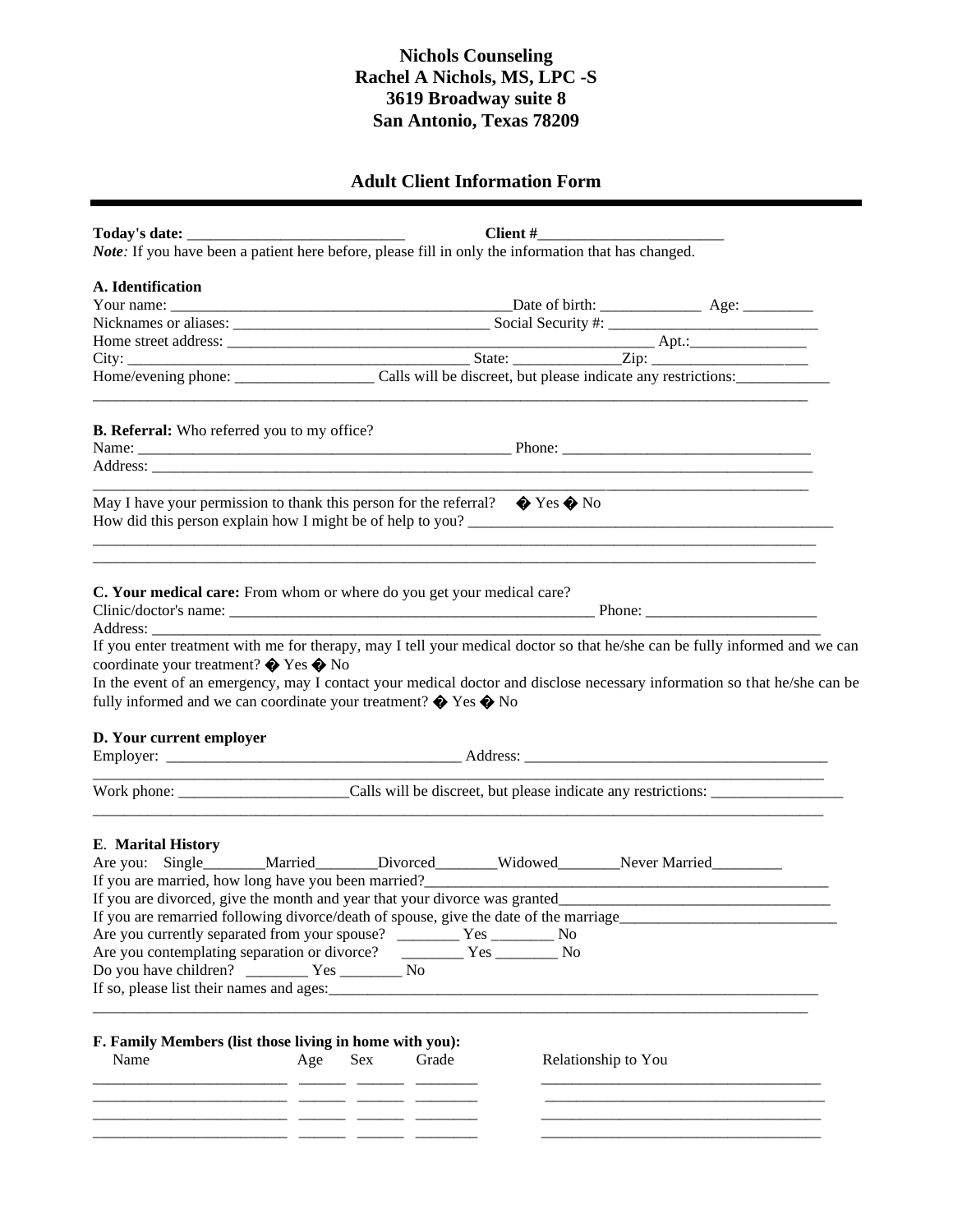**Nichols Counseling**
**Rachel A Nichols, MS, LPC -S**
**3619 Broadway suite 8**
**San Antonio, Texas 78209**

## Adult Client Information Form

---

**Today's date:** ____________________________ **Client #**________________________

***Note:*** If you have been a patient here before, please fill in only the information that has changed.

### A. Identification

Your name: ____________________________________________Date of birth: _____________ Age: _________

Nicknames or aliases: ________________________________ Social Security #: ____________________________

Home street address: _______________________________________________________ Apt.:_______________

City: ___________________________________________ State: ______________Zip: ____________________

Home/evening phone: __________________ Calls will be discreet, but please indicate any restrictions:____________

_____________________________________________________________________________________________

### B. Referral: Who referred you to my office?

Name: _________________________________________________ Phone: ________________________________

Address: _______________________________________________________________________________________

_____________________________________________________________________________________________

May I have your permission to thank this person for the referral? � Yes � No

How did this person explain how I might be of help to you? ________________________________________________

_____________________________________________________________________________________________

_____________________________________________________________________________________________

### C. Your medical care: From whom or where do you get your medical care?

Clinic/doctor's name: ________________________________________________ Phone: ______________________

Address: _______________________________________________________________________________________

If you enter treatment with me for therapy, may I tell your medical doctor so that he/she can be fully informed and we can coordinate your treatment? � Yes � No

In the event of an emergency, may I contact your medical doctor and disclose necessary information so that he/she can be fully informed and we can coordinate your treatment? � Yes � No

### D. Your current employer

Employer: ______________________________________ Address: _______________________________________

_____________________________________________________________________________________________

Work phone: ______________________Calls will be discreet, but please indicate any restrictions: _________________

_____________________________________________________________________________________________

### E. Marital History

Are you: Single________Married________Divorced________Widowed________Never Married_________

If you are married, how long have you been married?______________________________________________________

If you are divorced, give the month and year that your divorce was granted__________________________________

If you are remarried following divorce/death of spouse, give the date of the marriage____________________________

Are you currently separated from your spouse? ________ Yes ________ No

Are you contemplating separation or divorce? ________ Yes ________ No

Do you have children? ________ Yes ________ No

If so, please list their names and ages:__________________________________________________________________

_____________________________________________________________________________________________

### F. Family Members (list those living in home with you):

| Name | Age | Sex | Grade | Relationship to You |
| --- | --- | --- | --- | --- |
| | | | | |
| | | | | |
| | | | | |
| | | | | |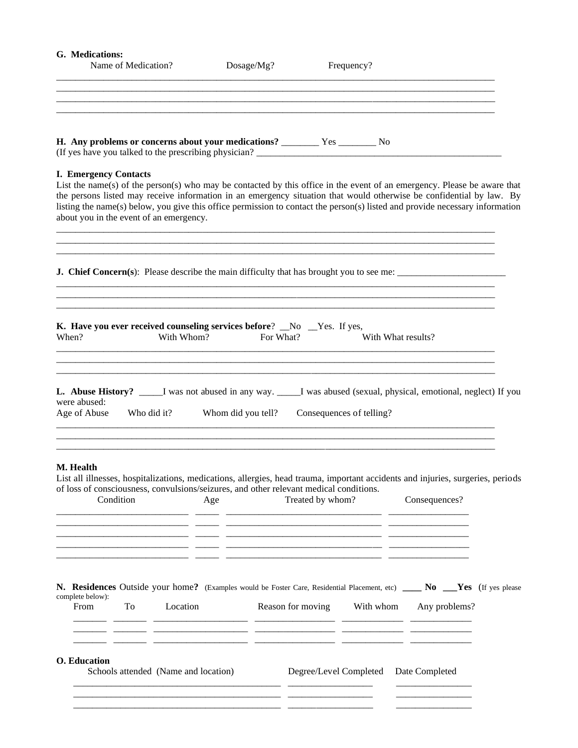**G. Medications:**

| Name of Medication? | Dosage/Mg? | Frequency? |
|---|---|---|
| | | |
| | | |
| | | |
| | | |

**H. Any problems or concerns about your medications?** ________ Yes ________ No
(If yes have you talked to the prescribing physician? ____________________________________________________

**I. Emergency Contacts**

List the name(s) of the person(s) who may be contacted by this office in the event of an emergency. Please be aware that the persons listed may receive information in an emergency situation that would otherwise be confidential by law. By listing the name(s) below, you give this office permission to contact the person(s) listed and provide necessary information about you in the event of an emergency.

______________________________________________________________________________________________
______________________________________________________________________________________________
______________________________________________________________________________________________

**J. Chief Concern(s)**: Please describe the main difficulty that has brought you to see me: ______________________

______________________________________________________________________________________________
______________________________________________________________________________________________
______________________________________________________________________________________________

**K. Have you ever received counseling services before**? __No __Yes. If yes,

| When? | With Whom? | For What? | With What results? |
|---|---|---|---|
| | | | |
| | | | |
| | | | |

**L. Abuse History?** _____I was not abused in any way. _____I was abused (sexual, physical, emotional, neglect) If you were abused:

| Age of Abuse | Who did it? | Whom did you tell? | Consequences of telling? |
|---|---|---|---|
| | | | |
| | | | |
| | | | |

**M. Health**

List all illnesses, hospitalizations, medications, allergies, head trauma, important accidents and injuries, surgeries, periods of loss of consciousness, convulsions/seizures, and other relevant medical conditions.

| Condition | Age | Treated by whom? | Consequences? |
|---|---|---|---|
| | | | |
| | | | |
| | | | |
| | | | |
| | | | |

**N. Residences** Outside your home**?** (Examples would be Foster Care, Residential Placement, etc) ____ **No** ___**Yes** (If yes please complete below):

| From | To | Location | Reason for moving | With whom | Any problems? |
|---|---|---|---|---|---|
| | | | | | |
| | | | | | |
| | | | | | |

**O. Education**

| Schools attended (Name and location) | Degree/Level Completed | Date Completed |
|---|---|---|
| | | |
| | | |
| | | |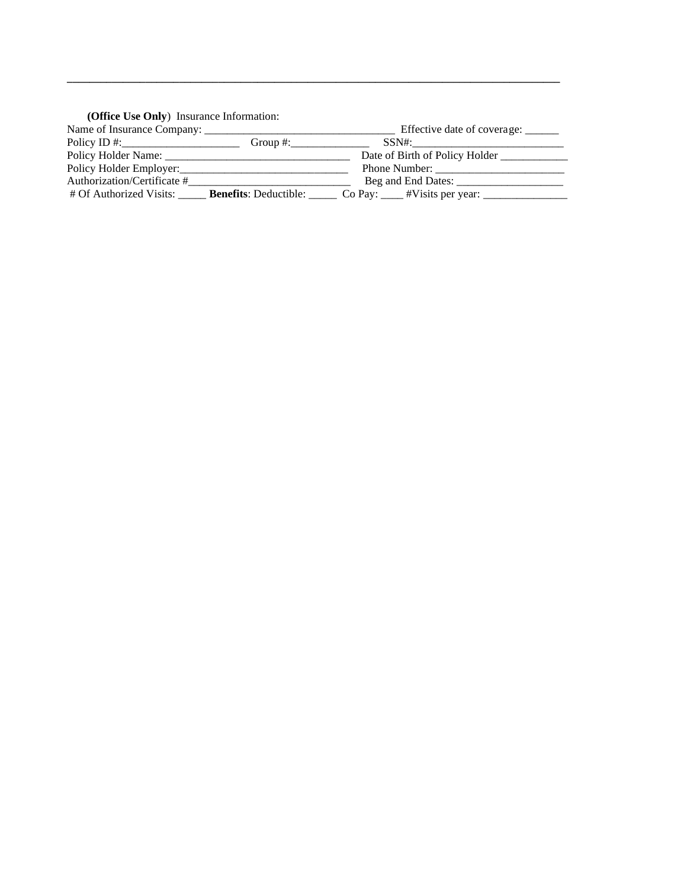---

**(Office Use Only)** Insurance Information:

Name of Insurance Company: _________________________________ Effective date of coverage: ______

Policy ID #:_____________________ Group #:______________ SSN#:___________________________

Policy Holder Name: _________________________________ Date of Birth of Policy Holder ____________

Policy Holder Employer:______________________________ Phone Number: _______________________

Authorization/Certificate #_____________________________ Beg and End Dates: ___________________

\# Of Authorized Visits: _____ **Benefits**: Deductible: _____ Co Pay: ____ #Visits per year: _______________